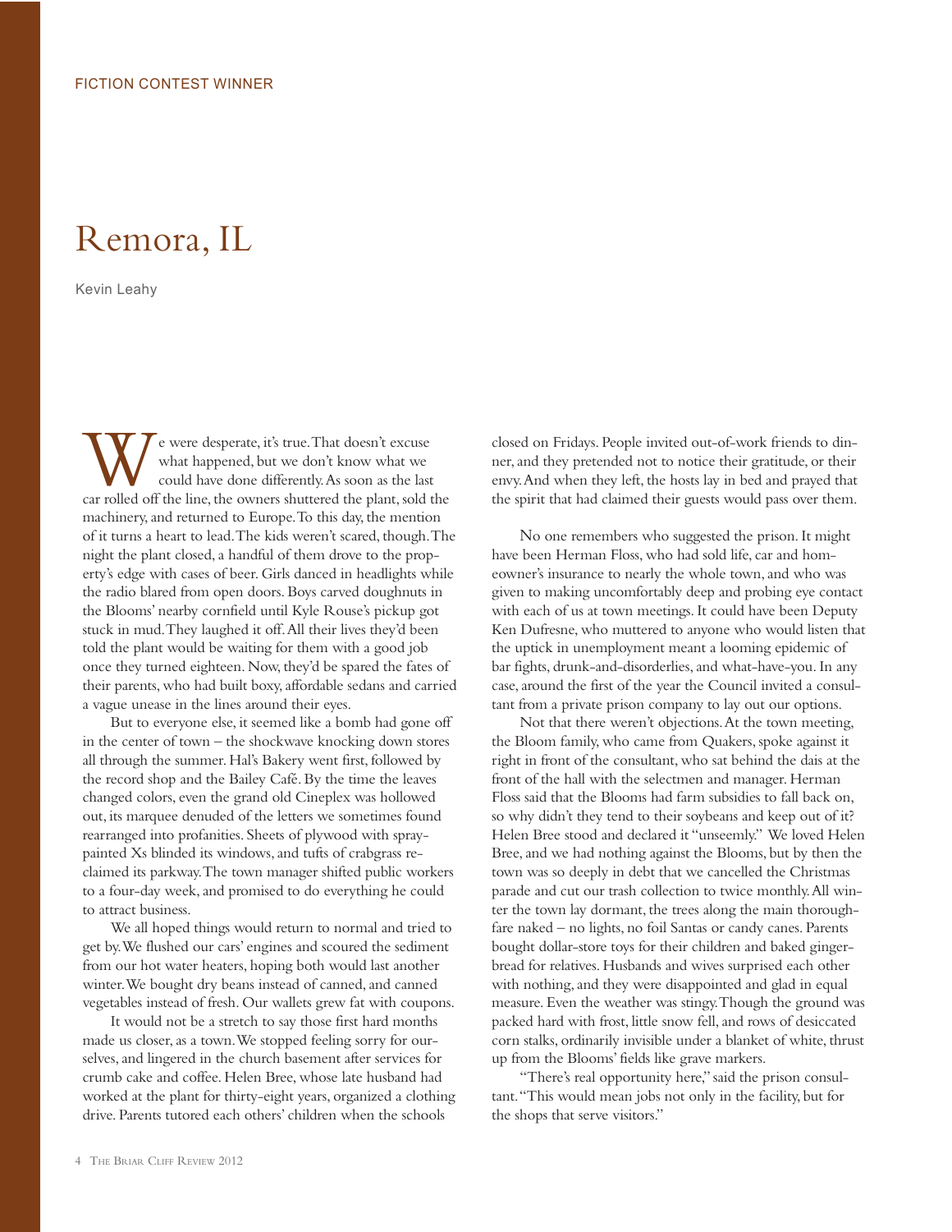FICTION CONTEST WINNER

# Remora, IL

Kevin Leahy

We were desperate, it's true. That doesn't excuse what happened, but we don't know what we could have done differently. As soon as the last car rolled off the line, the owners shuttered the plant, sold the machinery, and returned to Europe. To this day, the mention of it turns a heart to lead. The kids weren't scared, though. The night the plant closed, a handful of them drove to the property's edge with cases of beer. Girls danced in headlights while the radio blared from open doors. Boys carved doughnuts in the Blooms' nearby cornfield until Kyle Rouse's pickup got stuck in mud. They laughed it off. All their lives they'd been told the plant would be waiting for them with a good job once they turned eighteen. Now, they'd be spared the fates of their parents, who had built boxy, affordable sedans and carried a vague unease in the lines around their eyes.

But to everyone else, it seemed like a bomb had gone off in the center of town – the shockwave knocking down stores all through the summer. Hal's Bakery went first, followed by the record shop and the Bailey Café. By the time the leaves changed colors, even the grand old Cineplex was hollowed out, its marquee denuded of the letters we sometimes found rearranged into profanities. Sheets of plywood with spray-painted Xs blinded its windows, and tufts of crabgrass reclaimed its parkway. The town manager shifted public workers to a four-day week, and promised to do everything he could to attract business.

We all hoped things would return to normal and tried to get by. We flushed our cars' engines and scoured the sediment from our hot water heaters, hoping both would last another winter. We bought dry beans instead of canned, and canned vegetables instead of fresh. Our wallets grew fat with coupons.

It would not be a stretch to say those first hard months made us closer, as a town. We stopped feeling sorry for ourselves, and lingered in the church basement after services for crumb cake and coffee. Helen Bree, whose late husband had worked at the plant for thirty-eight years, organized a clothing drive. Parents tutored each others' children when the schools closed on Fridays. People invited out-of-work friends to dinner, and they pretended not to notice their gratitude, or their envy. And when they left, the hosts lay in bed and prayed that the spirit that had claimed their guests would pass over them.

No one remembers who suggested the prison. It might have been Herman Floss, who had sold life, car and homeowner's insurance to nearly the whole town, and who was given to making uncomfortably deep and probing eye contact with each of us at town meetings. It could have been Deputy Ken Dufresne, who muttered to anyone who would listen that the uptick in unemployment meant a looming epidemic of bar fights, drunk-and-disorderlies, and what-have-you. In any case, around the first of the year the Council invited a consultant from a private prison company to lay out our options.

Not that there weren't objections. At the town meeting, the Bloom family, who came from Quakers, spoke against it right in front of the consultant, who sat behind the dais at the front of the hall with the selectmen and manager. Herman Floss said that the Blooms had farm subsidies to fall back on, so why didn't they tend to their soybeans and keep out of it? Helen Bree stood and declared it "unseemly." We loved Helen Bree, and we had nothing against the Blooms, but by then the town was so deeply in debt that we cancelled the Christmas parade and cut our trash collection to twice monthly. All winter the town lay dormant, the trees along the main thoroughfare naked – no lights, no foil Santas or candy canes. Parents bought dollar-store toys for their children and baked gingerbread for relatives. Husbands and wives surprised each other with nothing, and they were disappointed and glad in equal measure. Even the weather was stingy. Though the ground was packed hard with frost, little snow fell, and rows of desiccated corn stalks, ordinarily invisible under a blanket of white, thrust up from the Blooms' fields like grave markers.

"There's real opportunity here," said the prison consultant. "This would mean jobs not only in the facility, but for the shops that serve visitors."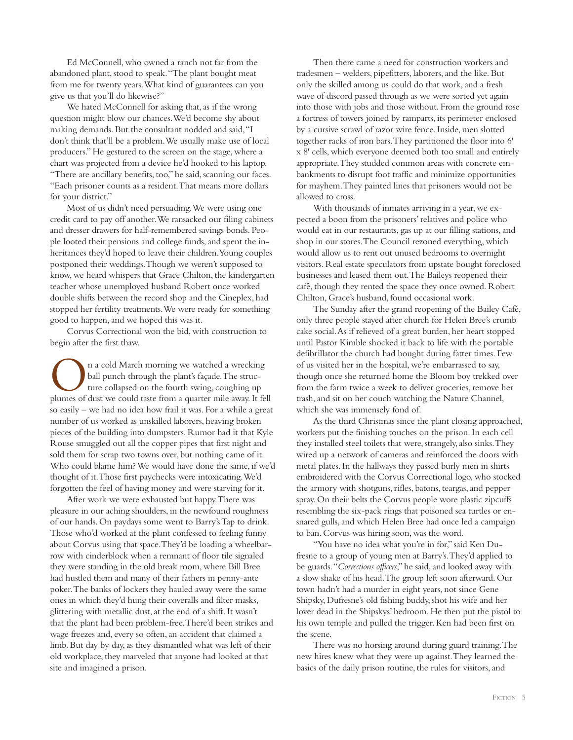Ed McConnell, who owned a ranch not far from the abandoned plant, stood to speak. "The plant bought meat from me for twenty years. What kind of guarantees can you give us that you'll do likewise?"

We hated McConnell for asking that, as if the wrong question might blow our chances. We'd become shy about making demands. But the consultant nodded and said, "I don't think that'll be a problem. We usually make use of local producers." He gestured to the screen on the stage, where a chart was projected from a device he'd hooked to his laptop. "There are ancillary benefits, too," he said, scanning our faces. "Each prisoner counts as a resident. That means more dollars for your district."

Most of us didn't need persuading. We were using one credit card to pay off another. We ransacked our filing cabinets and dresser drawers for half-remembered savings bonds. People looted their pensions and college funds, and spent the inheritances they'd hoped to leave their children. Young couples postponed their weddings. Though we weren't supposed to know, we heard whispers that Grace Chilton, the kindergarten teacher whose unemployed husband Robert once worked double shifts between the record shop and the Cineplex, had stopped her fertility treatments. We were ready for something good to happen, and we hoped this was it.

Corvus Correctional won the bid, with construction to begin after the first thaw.

On a cold March morning we watched a wrecking ball punch through the plant's façade. The structure collapsed on the fourth swing, coughing up plumes of dust we could taste from a quarter mile away. It fell so easily – we had no idea how frail it was. For a while a great number of us worked as unskilled laborers, heaving broken pieces of the building into dumpsters. Rumor had it that Kyle Rouse smuggled out all the copper pipes that first night and sold them for scrap two towns over, but nothing came of it. Who could blame him? We would have done the same, if we'd thought of it. Those first paychecks were intoxicating. We'd forgotten the feel of having money and were starving for it.

After work we were exhausted but happy. There was pleasure in our aching shoulders, in the newfound roughness of our hands. On paydays some went to Barry's Tap to drink. Those who'd worked at the plant confessed to feeling funny about Corvus using that space. They'd be loading a wheelbarrow with cinderblock when a remnant of floor tile signaled they were standing in the old break room, where Bill Bree had hustled them and many of their fathers in penny-ante poker. The banks of lockers they hauled away were the same ones in which they'd hung their coveralls and filter masks, glittering with metallic dust, at the end of a shift. It wasn't that the plant had been problem-free. There'd been strikes and wage freezes and, every so often, an accident that claimed a limb. But day by day, as they dismantled what was left of their old workplace, they marveled that anyone had looked at that site and imagined a prison.

Then there came a need for construction workers and tradesmen – welders, pipefitters, laborers, and the like. But only the skilled among us could do that work, and a fresh wave of discord passed through as we were sorted yet again into those with jobs and those without. From the ground rose a fortress of towers joined by ramparts, its perimeter enclosed by a cursive scrawl of razor wire fence. Inside, men slotted together racks of iron bars. They partitioned the floor into 6' x 8' cells, which everyone deemed both too small and entirely appropriate. They studded common areas with concrete embankments to disrupt foot traffic and minimize opportunities for mayhem. They painted lines that prisoners would not be allowed to cross.

With thousands of inmates arriving in a year, we expected a boon from the prisoners' relatives and police who would eat in our restaurants, gas up at our filling stations, and shop in our stores. The Council rezoned everything, which would allow us to rent out unused bedrooms to overnight visitors. Real estate speculators from upstate bought foreclosed businesses and leased them out. The Baileys reopened their café, though they rented the space they once owned. Robert Chilton, Grace's husband, found occasional work.

The Sunday after the grand reopening of the Bailey Café, only three people stayed after church for Helen Bree's crumb cake social. As if relieved of a great burden, her heart stopped until Pastor Kimble shocked it back to life with the portable defibrillator the church had bought during fatter times. Few of us visited her in the hospital, we're embarrassed to say, though once she returned home the Bloom boy trekked over from the farm twice a week to deliver groceries, remove her trash, and sit on her couch watching the Nature Channel, which she was immensely fond of.

As the third Christmas since the plant closing approached, workers put the finishing touches on the prison. In each cell they installed steel toilets that were, strangely, also sinks. They wired up a network of cameras and reinforced the doors with metal plates. In the hallways they passed burly men in shirts embroidered with the Corvus Correctional logo, who stocked the armory with shotguns, rifles, batons, teargas, and pepper spray. On their belts the Corvus people wore plastic zipcuffs resembling the six-pack rings that poisoned sea turtles or ensnared gulls, and which Helen Bree had once led a campaign to ban. Corvus was hiring soon, was the word.

"You have no idea what you're in for," said Ken Dufresne to a group of young men at Barry's. They'd applied to be guards. "*Corrections officers*," he said, and looked away with a slow shake of his head. The group left soon afterward. Our town hadn't had a murder in eight years, not since Gene Shipsky, Dufresne's old fishing buddy, shot his wife and her lover dead in the Shipskys' bedroom. He then put the pistol to his own temple and pulled the trigger. Ken had been first on the scene.

There was no horsing around during guard training. The new hires knew what they were up against. They learned the basics of the daily prison routine, the rules for visitors, and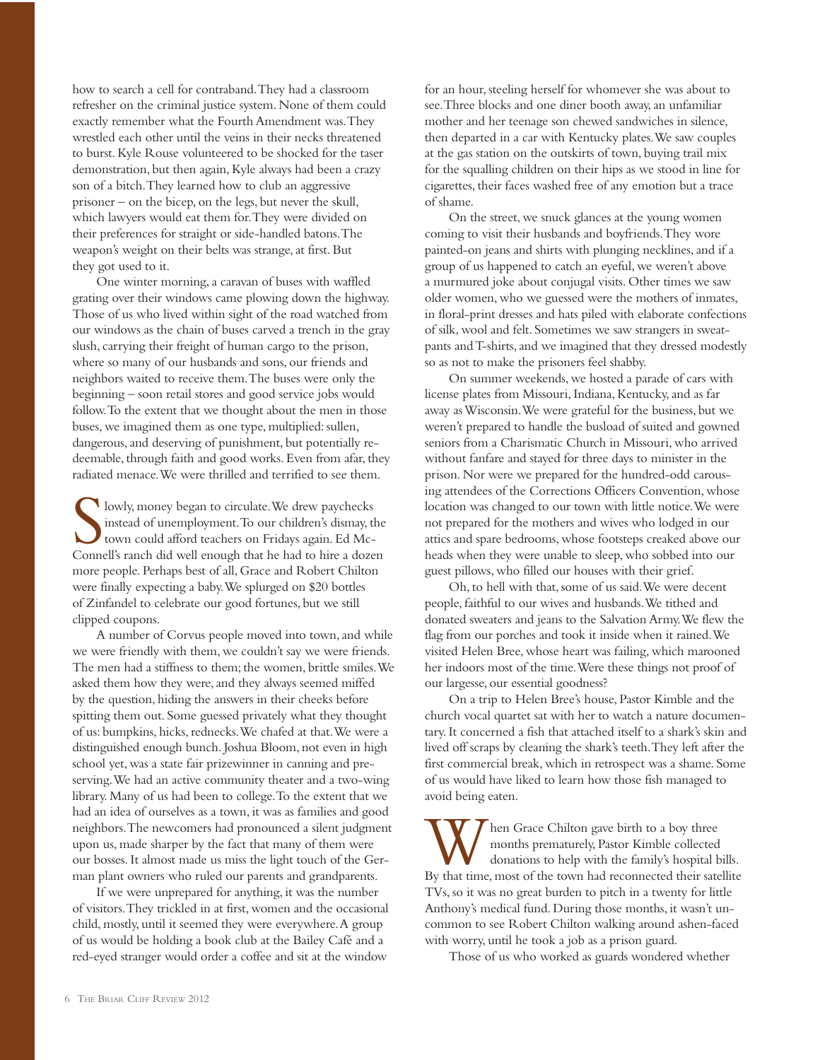how to search a cell for contraband. They had a classroom refresher on the criminal justice system. None of them could exactly remember what the Fourth Amendment was. They wrestled each other until the veins in their necks threatened to burst. Kyle Rouse volunteered to be shocked for the taser demonstration, but then again, Kyle always had been a crazy son of a bitch. They learned how to club an aggressive prisoner – on the bicep, on the legs, but never the skull, which lawyers would eat them for. They were divided on their preferences for straight or side-handled batons. The weapon's weight on their belts was strange, at first. But they got used to it.

One winter morning, a caravan of buses with waffled grating over their windows came plowing down the highway. Those of us who lived within sight of the road watched from our windows as the chain of buses carved a trench in the gray slush, carrying their freight of human cargo to the prison, where so many of our husbands and sons, our friends and neighbors waited to receive them. The buses were only the beginning – soon retail stores and good service jobs would follow. To the extent that we thought about the men in those buses, we imagined them as one type, multiplied: sullen, dangerous, and deserving of punishment, but potentially redeemable, through faith and good works. Even from afar, they radiated menace. We were thrilled and terrified to see them.

Slowly, money began to circulate. We drew paychecks instead of unemployment. To our children's dismay, the town could afford teachers on Fridays again. Ed McConnell's ranch did well enough that he had to hire a dozen more people. Perhaps best of all, Grace and Robert Chilton were finally expecting a baby. We splurged on $20 bottles of Zinfandel to celebrate our good fortunes, but we still clipped coupons.

A number of Corvus people moved into town, and while we were friendly with them, we couldn't say we were friends. The men had a stiffness to them; the women, brittle smiles. We asked them how they were, and they always seemed miffed by the question, hiding the answers in their cheeks before spitting them out. Some guessed privately what they thought of us: bumpkins, hicks, rednecks. We chafed at that. We were a distinguished enough bunch. Joshua Bloom, not even in high school yet, was a state fair prizewinner in canning and preserving. We had an active community theater and a two-wing library. Many of us had been to college. To the extent that we had an idea of ourselves as a town, it was as families and good neighbors. The newcomers had pronounced a silent judgment upon us, made sharper by the fact that many of them were our bosses. It almost made us miss the light touch of the German plant owners who ruled our parents and grandparents.

If we were unprepared for anything, it was the number of visitors. They trickled in at first, women and the occasional child, mostly, until it seemed they were everywhere. A group of us would be holding a book club at the Bailey Café and a red-eyed stranger would order a coffee and sit at the window for an hour, steeling herself for whomever she was about to see. Three blocks and one diner booth away, an unfamiliar mother and her teenage son chewed sandwiches in silence, then departed in a car with Kentucky plates. We saw couples at the gas station on the outskirts of town, buying trail mix for the squalling children on their hips as we stood in line for cigarettes, their faces washed free of any emotion but a trace of shame.

On the street, we snuck glances at the young women coming to visit their husbands and boyfriends. They wore painted-on jeans and shirts with plunging necklines, and if a group of us happened to catch an eyeful, we weren't above a murmured joke about conjugal visits. Other times we saw older women, who we guessed were the mothers of inmates, in floral-print dresses and hats piled with elaborate confections of silk, wool and felt. Sometimes we saw strangers in sweatpants and T-shirts, and we imagined that they dressed modestly so as not to make the prisoners feel shabby.

On summer weekends, we hosted a parade of cars with license plates from Missouri, Indiana, Kentucky, and as far away as Wisconsin. We were grateful for the business, but we weren't prepared to handle the busload of suited and gowned seniors from a Charismatic Church in Missouri, who arrived without fanfare and stayed for three days to minister in the prison. Nor were we prepared for the hundred-odd carousing attendees of the Corrections Officers Convention, whose location was changed to our town with little notice. We were not prepared for the mothers and wives who lodged in our attics and spare bedrooms, whose footsteps creaked above our heads when they were unable to sleep, who sobbed into our guest pillows, who filled our houses with their grief.

Oh, to hell with that, some of us said. We were decent people, faithful to our wives and husbands. We tithed and donated sweaters and jeans to the Salvation Army. We flew the flag from our porches and took it inside when it rained. We visited Helen Bree, whose heart was failing, which marooned her indoors most of the time. Were these things not proof of our largesse, our essential goodness?

On a trip to Helen Bree's house, Pastor Kimble and the church vocal quartet sat with her to watch a nature documentary. It concerned a fish that attached itself to a shark's skin and lived off scraps by cleaning the shark's teeth. They left after the first commercial break, which in retrospect was a shame. Some of us would have liked to learn how those fish managed to avoid being eaten.

When Grace Chilton gave birth to a boy three months prematurely, Pastor Kimble collected donations to help with the family's hospital bills. By that time, most of the town had reconnected their satellite TVs, so it was no great burden to pitch in a twenty for little Anthony's medical fund. During those months, it wasn't uncommon to see Robert Chilton walking around ashen-faced with worry, until he took a job as a prison guard.

Those of us who worked as guards wondered whether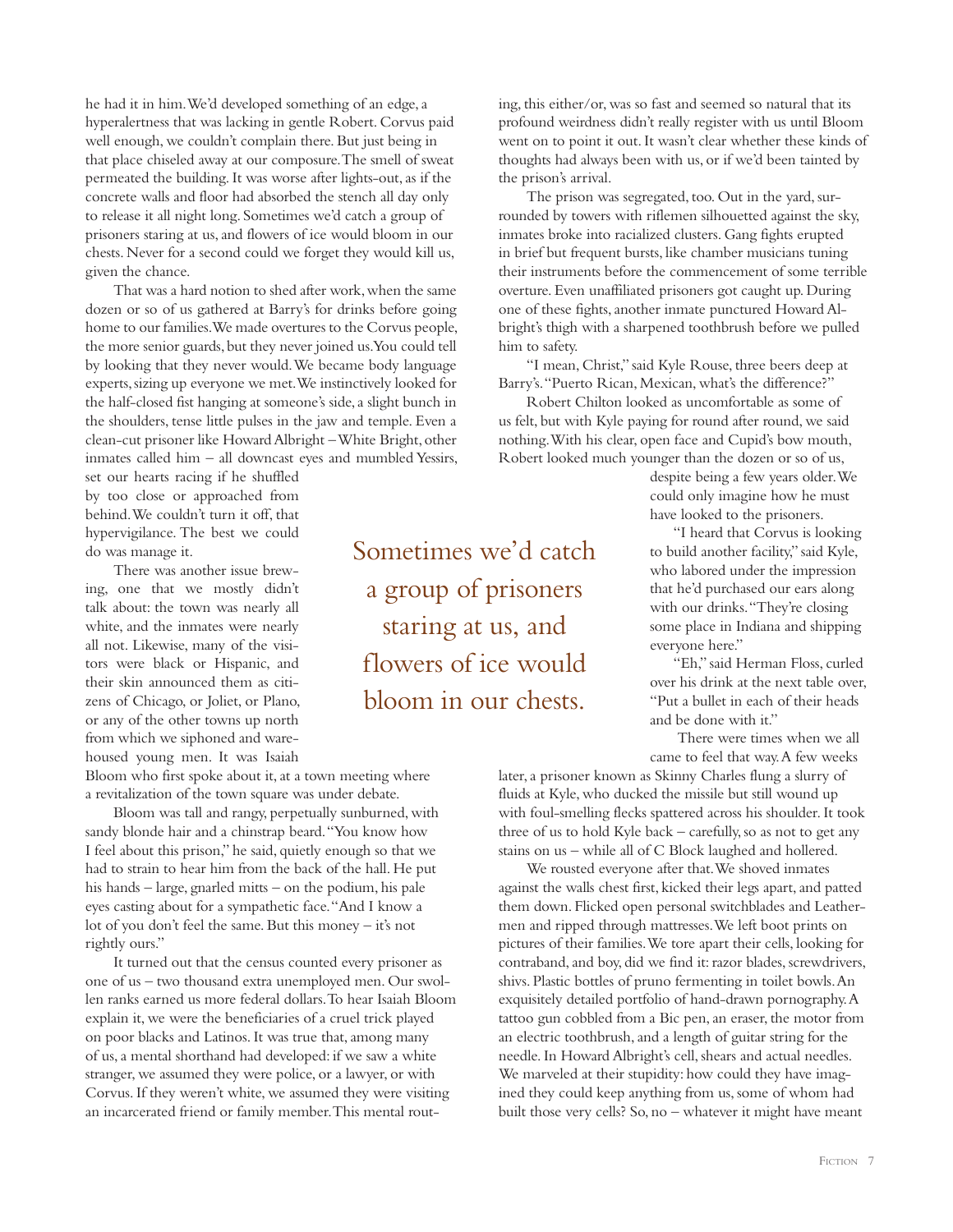he had it in him. We'd developed something of an edge, a hyperalertness that was lacking in gentle Robert. Corvus paid well enough, we couldn't complain there. But just being in that place chiseled away at our composure. The smell of sweat permeated the building. It was worse after lights-out, as if the concrete walls and floor had absorbed the stench all day only to release it all night long. Sometimes we'd catch a group of prisoners staring at us, and flowers of ice would bloom in our chests. Never for a second could we forget they would kill us, given the chance.

That was a hard notion to shed after work, when the same dozen or so of us gathered at Barry's for drinks before going home to our families. We made overtures to the Corvus people, the more senior guards, but they never joined us. You could tell by looking that they never would. We became body language experts, sizing up everyone we met. We instinctively looked for the half-closed fist hanging at someone's side, a slight bunch in the shoulders, tense little pulses in the jaw and temple. Even a clean-cut prisoner like Howard Albright – White Bright, other inmates called him – all downcast eyes and mumbled Yessirs, set our hearts racing if he shuffled by too close or approached from behind. We couldn't turn it off, that hypervigilance. The best we could do was manage it.

There was another issue brewing, one that we mostly didn't talk about: the town was nearly all white, and the inmates were nearly all not. Likewise, many of the visitors were black or Hispanic, and their skin announced them as citizens of Chicago, or Joliet, or Plano, or any of the other towns up north from which we siphoned and warehoused young men. It was Isaiah Bloom who first spoke about it, at a town meeting where a revitalization of the town square was under debate.

Bloom was tall and rangy, perpetually sunburned, with sandy blonde hair and a chinstrap beard. "You know how I feel about this prison," he said, quietly enough so that we had to strain to hear him from the back of the hall. He put his hands – large, gnarled mitts – on the podium, his pale eyes casting about for a sympathetic face. "And I know a lot of you don't feel the same. But this money – it's not rightly ours."

It turned out that the census counted every prisoner as one of us – two thousand extra unemployed men. Our swollen ranks earned us more federal dollars. To hear Isaiah Bloom explain it, we were the beneficiaries of a cruel trick played on poor blacks and Latinos. It was true that, among many of us, a mental shorthand had developed: if we saw a white stranger, we assumed they were police, or a lawyer, or with Corvus. If they weren't white, we assumed they were visiting an incarcerated friend or family member. This mental routing, this either/or, was so fast and seemed so natural that its profound weirdness didn't really register with us until Bloom went on to point it out. It wasn't clear whether these kinds of thoughts had always been with us, or if we'd been tainted by the prison's arrival.

The prison was segregated, too. Out in the yard, surrounded by towers with riflemen silhouetted against the sky, inmates broke into racialized clusters. Gang fights erupted in brief but frequent bursts, like chamber musicians tuning their instruments before the commencement of some terrible overture. Even unaffiliated prisoners got caught up. During one of these fights, another inmate punctured Howard Albright's thigh with a sharpened toothbrush before we pulled him to safety.

"I mean, Christ," said Kyle Rouse, three beers deep at Barry's. "Puerto Rican, Mexican, what's the difference?"

Robert Chilton looked as uncomfortable as some of us felt, but with Kyle paying for round after round, we said nothing. With his clear, open face and Cupid's bow mouth, Robert looked much younger than the dozen or so of us, despite being a few years older. We could only imagine how he must have looked to the prisoners.

"I heard that Corvus is looking to build another facility," said Kyle, who labored under the impression that he'd purchased our ears along with our drinks. "They're closing some place in Indiana and shipping everyone here."

"Eh," said Herman Floss, curled over his drink at the next table over, "Put a bullet in each of their heads and be done with it."

There were times when we all came to feel that way. A few weeks later, a prisoner known as Skinny Charles flung a slurry of fluids at Kyle, who ducked the missile but still wound up with foul-smelling flecks spattered across his shoulder. It took three of us to hold Kyle back – carefully, so as not to get any stains on us – while all of C Block laughed and hollered.

We rousted everyone after that. We shoved inmates against the walls chest first, kicked their legs apart, and patted them down. Flicked open personal switchblades and Leathermen and ripped through mattresses. We left boot prints on pictures of their families. We tore apart their cells, looking for contraband, and boy, did we find it: razor blades, screwdrivers, shivs. Plastic bottles of pruno fermenting in toilet bowls. An exquisitely detailed portfolio of hand-drawn pornography. A tattoo gun cobbled from a Bic pen, an eraser, the motor from an electric toothbrush, and a length of guitar string for the needle. In Howard Albright's cell, shears and actual needles. We marveled at their stupidity: how could they have imagined they could keep anything from us, some of whom had built those very cells? So, no – whatever it might have meant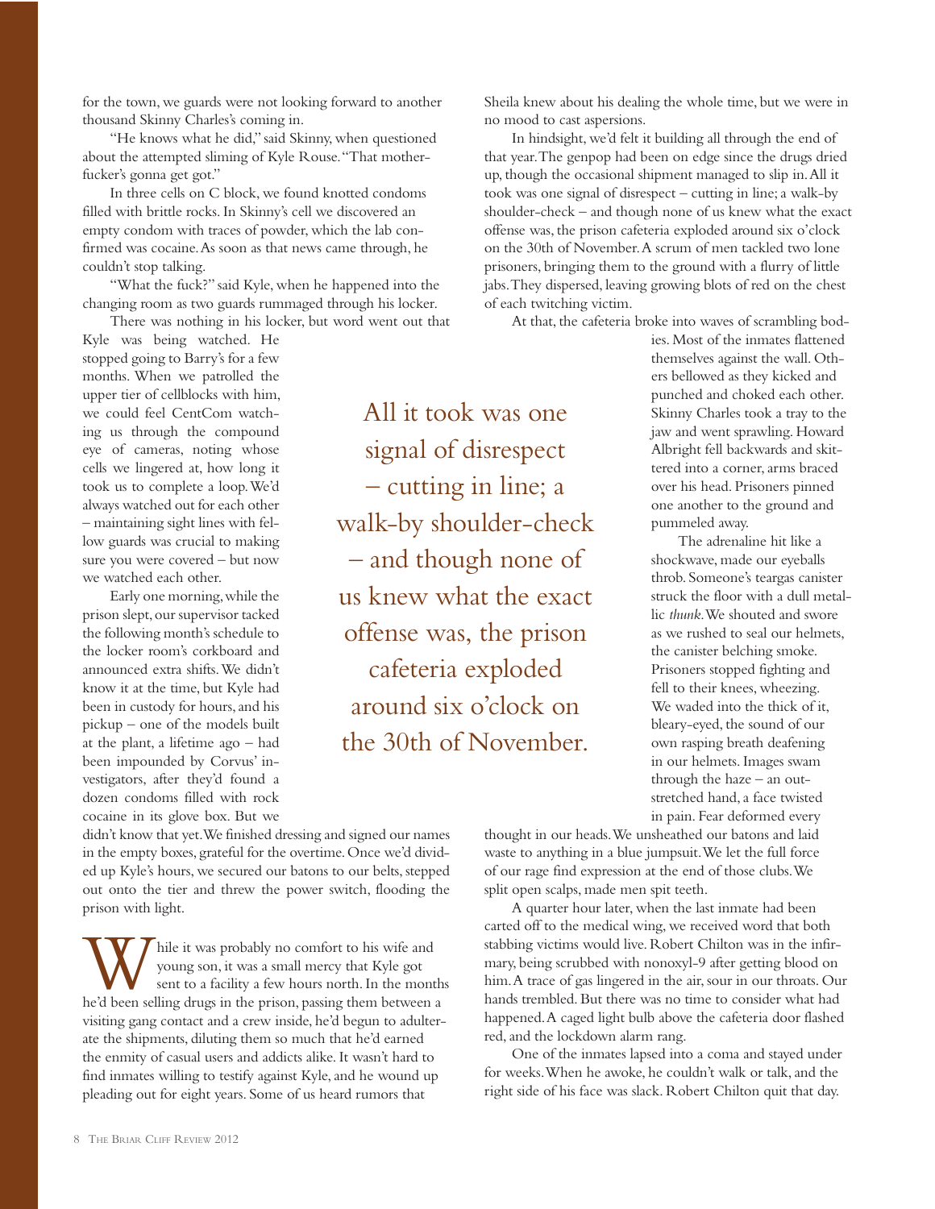for the town, we guards were not looking forward to another thousand Skinny Charles's coming in.

"He knows what he did," said Skinny, when questioned about the attempted sliming of Kyle Rouse. "That motherfucker's gonna get got."

In three cells on C block, we found knotted condoms filled with brittle rocks. In Skinny's cell we discovered an empty condom with traces of powder, which the lab confirmed was cocaine. As soon as that news came through, he couldn't stop talking.

"What the fuck?" said Kyle, when he happened into the changing room as two guards rummaged through his locker.

There was nothing in his locker, but word went out that Kyle was being watched. He stopped going to Barry's for a few months. When we patrolled the upper tier of cellblocks with him, we could feel CentCom watching us through the compound eye of cameras, noting whose cells we lingered at, how long it took us to complete a loop. We'd always watched out for each other – maintaining sight lines with fellow guards was crucial to making sure you were covered – but now we watched each other.

Early one morning, while the prison slept, our supervisor tacked the following month's schedule to the locker room's corkboard and announced extra shifts. We didn't know it at the time, but Kyle had been in custody for hours, and his pickup – one of the models built at the plant, a lifetime ago – had been impounded by Corvus' investigators, after they'd found a dozen condoms filled with rock cocaine in its glove box. But we didn't know that yet. We finished dressing and signed our names in the empty boxes, grateful for the overtime. Once we'd divided up Kyle's hours, we secured our batons to our belts, stepped out onto the tier and threw the power switch, flooding the prison with light.

While it was probably no comfort to his wife and young son, it was a small mercy that Kyle got sent to a facility a few hours north. In the months he'd been selling drugs in the prison, passing them between a visiting gang contact and a crew inside, he'd begun to adulterate the shipments, diluting them so much that he'd earned the enmity of casual users and addicts alike. It wasn't hard to find inmates willing to testify against Kyle, and he wound up pleading out for eight years. Some of us heard rumors that Sheila knew about his dealing the whole time, but we were in no mood to cast aspersions.

In hindsight, we'd felt it building all through the end of that year. The genpop had been on edge since the drugs dried up, though the occasional shipment managed to slip in. All it took was one signal of disrespect – cutting in line; a walk-by shoulder-check – and though none of us knew what the exact offense was, the prison cafeteria exploded around six o'clock on the 30th of November. A scrum of men tackled two lone prisoners, bringing them to the ground with a flurry of little jabs. They dispersed, leaving growing blots of red on the chest of each twitching victim.

At that, the cafeteria broke into waves of scrambling bodies. Most of the inmates flattened themselves against the wall. Others bellowed as they kicked and punched and choked each other. Skinny Charles took a tray to the jaw and went sprawling. Howard Albright fell backwards and skittered into a corner, arms braced over his head. Prisoners pinned one another to the ground and pummeled away.

The adrenaline hit like a shockwave, made our eyeballs throb. Someone's teargas canister struck the floor with a dull metallic *thunk*. We shouted and swore as we rushed to seal our helmets, the canister belching smoke. Prisoners stopped fighting and fell to their knees, wheezing. We waded into the thick of it, bleary-eyed, the sound of our own rasping breath deafening in our helmets. Images swam through the haze – an outstretched hand, a face twisted in pain. Fear deformed every thought in our heads. We unsheathed our batons and laid waste to anything in a blue jumpsuit. We let the full force of our rage find expression at the end of those clubs. We split open scalps, made men spit teeth.

A quarter hour later, when the last inmate had been carted off to the medical wing, we received word that both stabbing victims would live. Robert Chilton was in the infirmary, being scrubbed with nonoxyl-9 after getting blood on him. A trace of gas lingered in the air, sour in our throats. Our hands trembled. But there was no time to consider what had happened. A caged light bulb above the cafeteria door flashed red, and the lockdown alarm rang.

One of the inmates lapsed into a coma and stayed under for weeks. When he awoke, he couldn't walk or talk, and the right side of his face was slack. Robert Chilton quit that day.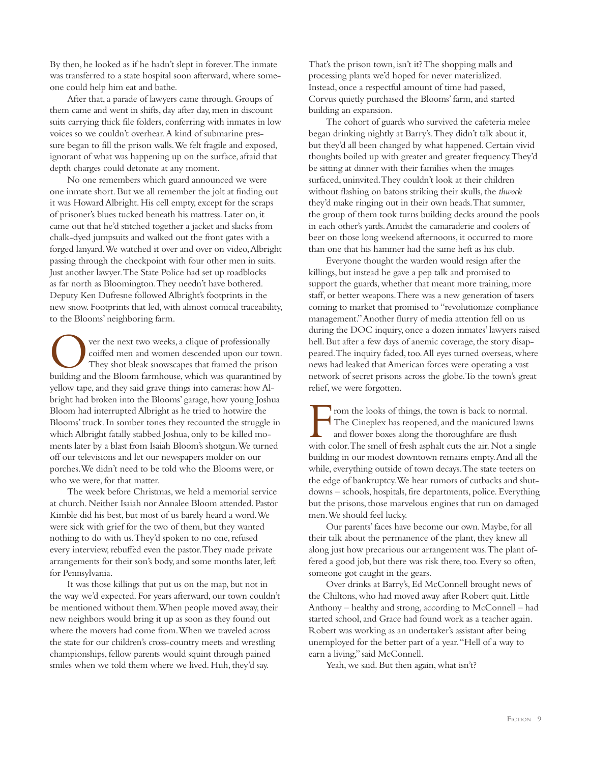By then, he looked as if he hadn't slept in forever. The inmate was transferred to a state hospital soon afterward, where someone could help him eat and bathe.

After that, a parade of lawyers came through. Groups of them came and went in shifts, day after day, men in discount suits carrying thick file folders, conferring with inmates in low voices so we couldn't overhear. A kind of submarine pressure began to fill the prison walls. We felt fragile and exposed, ignorant of what was happening up on the surface, afraid that depth charges could detonate at any moment.

No one remembers which guard announced we were one inmate short. But we all remember the jolt at finding out it was Howard Albright. His cell empty, except for the scraps of prisoner's blues tucked beneath his mattress. Later on, it came out that he'd stitched together a jacket and slacks from chalk-dyed jumpsuits and walked out the front gates with a forged lanyard. We watched it over and over on video, Albright passing through the checkpoint with four other men in suits. Just another lawyer. The State Police had set up roadblocks as far north as Bloomington. They needn't have bothered. Deputy Ken Dufresne followed Albright's footprints in the new snow. Footprints that led, with almost comical traceability, to the Blooms' neighboring farm.

Over the next two weeks, a clique of professionally coiffed men and women descended upon our town. They shot bleak snowscapes that framed the prison building and the Bloom farmhouse, which was quarantined by yellow tape, and they said grave things into cameras: how Albright had broken into the Blooms' garage, how young Joshua Bloom had interrupted Albright as he tried to hotwire the Blooms' truck. In somber tones they recounted the struggle in which Albright fatally stabbed Joshua, only to be killed moments later by a blast from Isaiah Bloom's shotgun. We turned off our televisions and let our newspapers molder on our porches. We didn't need to be told who the Blooms were, or who we were, for that matter.

The week before Christmas, we held a memorial service at church. Neither Isaiah nor Annalee Bloom attended. Pastor Kimble did his best, but most of us barely heard a word. We were sick with grief for the two of them, but they wanted nothing to do with us. They'd spoken to no one, refused every interview, rebuffed even the pastor. They made private arrangements for their son's body, and some months later, left for Pennsylvania.

It was those killings that put us on the map, but not in the way we'd expected. For years afterward, our town couldn't be mentioned without them. When people moved away, their new neighbors would bring it up as soon as they found out where the movers had come from. When we traveled across the state for our children's cross-country meets and wrestling championships, fellow parents would squint through pained smiles when we told them where we lived. Huh, they'd say.

That's the prison town, isn't it? The shopping malls and processing plants we'd hoped for never materialized. Instead, once a respectful amount of time had passed, Corvus quietly purchased the Blooms' farm, and started building an expansion.

The cohort of guards who survived the cafeteria melee began drinking nightly at Barry's. They didn't talk about it, but they'd all been changed by what happened. Certain vivid thoughts boiled up with greater and greater frequency. They'd be sitting at dinner with their families when the images surfaced, uninvited. They couldn't look at their children without flashing on batons striking their skulls, the *thwock* they'd make ringing out in their own heads. That summer, the group of them took turns building decks around the pools in each other's yards. Amidst the camaraderie and coolers of beer on those long weekend afternoons, it occurred to more than one that his hammer had the same heft as his club.

Everyone thought the warden would resign after the killings, but instead he gave a pep talk and promised to support the guards, whether that meant more training, more staff, or better weapons. There was a new generation of tasers coming to market that promised to "revolutionize compliance management." Another flurry of media attention fell on us during the DOC inquiry, once a dozen inmates' lawyers raised hell. But after a few days of anemic coverage, the story disappeared. The inquiry faded, too. All eyes turned overseas, where news had leaked that American forces were operating a vast network of secret prisons across the globe. To the town's great relief, we were forgotten.

From the looks of things, the town is back to normal. The Cineplex has reopened, and the manicured lawns and flower boxes along the thoroughfare are flush with color. The smell of fresh asphalt cuts the air. Not a single building in our modest downtown remains empty. And all the while, everything outside of town decays. The state teeters on the edge of bankruptcy. We hear rumors of cutbacks and shutdowns – schools, hospitals, fire departments, police. Everything but the prisons, those marvelous engines that run on damaged men. We should feel lucky.

Our parents' faces have become our own. Maybe, for all their talk about the permanence of the plant, they knew all along just how precarious our arrangement was. The plant offered a good job, but there was risk there, too. Every so often, someone got caught in the gears.

Over drinks at Barry's, Ed McConnell brought news of the Chiltons, who had moved away after Robert quit. Little Anthony – healthy and strong, according to McConnell – had started school, and Grace had found work as a teacher again. Robert was working as an undertaker's assistant after being unemployed for the better part of a year. "Hell of a way to earn a living," said McConnell.

Yeah, we said. But then again, what isn't?